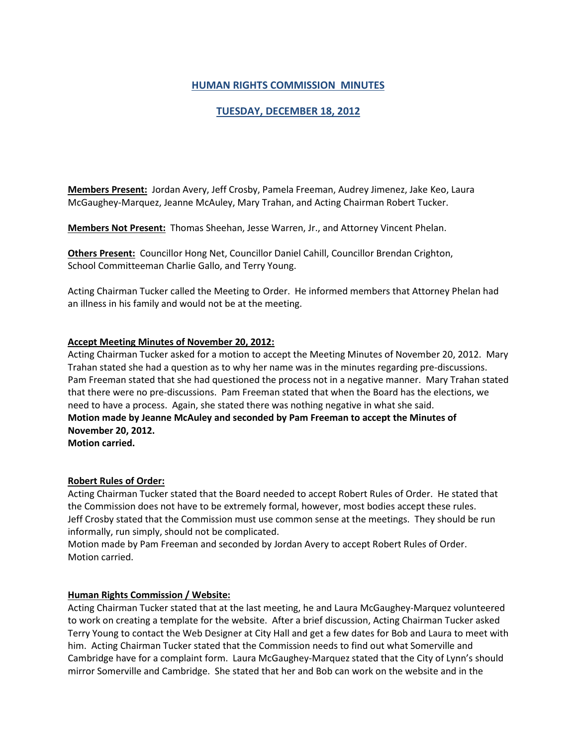# HUMAN RIGHTS COMMISSION MINUTES

## TUESDAY, DECEMBER 18, 2012

**Members Present:** Jordan Avery, Jeff Crosby, Pamela Freeman, Audrey Jimenez, Jake Keo, Laura McGaughey-Marquez, Jeanne McAuley, Mary Trahan, and Acting Chairman Robert Tucker.

**Members Not Present:** Thomas Sheehan, Jesse Warren, Jr., and Attorney Vincent Phelan.

**Others Present:** Councillor Hong Net, Councillor Daniel Cahill, Councillor Brendan Crighton, School Committeeman Charlie Gallo, and Terry Young.

Acting Chairman Tucker called the Meeting to Order. He informed members that Attorney Phelan had an illness in his family and would not be at the meeting.

### Accept Meeting Minutes of November 20, 2012:

Acting Chairman Tucker asked for a motion to accept the Meeting Minutes of November 20, 2012. Mary Trahan stated she had a question as to why her name was in the minutes regarding pre-discussions. Pam Freeman stated that she had questioned the process not in a negative manner. Mary Trahan stated that there were no pre-discussions. Pam Freeman stated that when the Board has the elections, we need to have a process. Again, she stated there was nothing negative in what she said.

**Motion made by Jeanne McAuley and seconded by Pam Freeman to accept the Minutes of November 20, 2012.**

**Motion carried.**

### Robert Rules of Order:

Acting Chairman Tucker stated that the Board needed to accept Robert Rules of Order. He stated that the Commission does not have to be extremely formal, however, most bodies accept these rules. Jeff Crosby stated that the Commission must use common sense at the meetings. They should be run informally, run simply, should not be complicated.

Motion made by Pam Freeman and seconded by Jordan Avery to accept Robert Rules of Order.

Motion carried.

### Human Rights Commission / Website:

Acting Chairman Tucker stated that at the last meeting, he and Laura McGaughey-Marquez volunteered to work on creating a template for the website. After a brief discussion, Acting Chairman Tucker asked Terry Young to contact the Web Designer at City Hall and get a few dates for Bob and Laura to meet with him. Acting Chairman Tucker stated that the Commission needs to find out what Somerville and Cambridge have for a complaint form. Laura McGaughey-Marquez stated that the City of Lynn's should mirror Somerville and Cambridge. She stated that her and Bob can work on the website and in the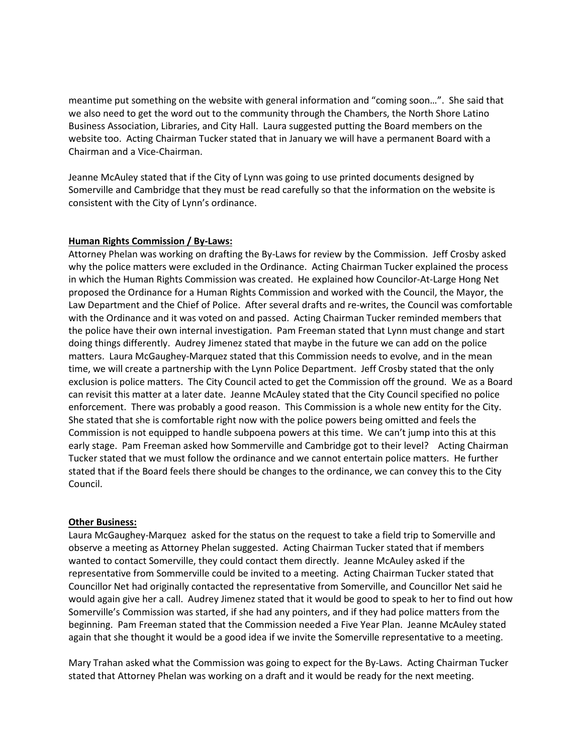meantime put something on the website with general information and "coming soon…". She said that we also need to get the word out to the community through the Chambers, the North Shore Latino Business Association, Libraries, and City Hall. Laura suggested putting the Board members on the website too. Acting Chairman Tucker stated that in January we will have a permanent Board with a Chairman and a Vice-Chairman.

Jeanne McAuley stated that if the City of Lynn was going to use printed documents designed by Somerville and Cambridge that they must be read carefully so that the information on the website is consistent with the City of Lynn's ordinance.

**Human Rights Commission / By-Laws:**

Attorney Phelan was working on drafting the By-Laws for review by the Commission. Jeff Crosby asked why the police matters were excluded in the Ordinance. Acting Chairman Tucker explained the process in which the Human Rights Commission was created. He explained how Councilor-At-Large Hong Net proposed the Ordinance for a Human Rights Commission and worked with the Council, the Mayor, the Law Department and the Chief of Police. After several drafts and re-writes, the Council was comfortable with the Ordinance and it was voted on and passed. Acting Chairman Tucker reminded members that the police have their own internal investigation. Pam Freeman stated that Lynn must change and start doing things differently. Audrey Jimenez stated that maybe in the future we can add on the police matters. Laura McGaughey-Marquez stated that this Commission needs to evolve, and in the mean time, we will create a partnership with the Lynn Police Department. Jeff Crosby stated that the only exclusion is police matters. The City Council acted to get the Commission off the ground. We as a Board can revisit this matter at a later date. Jeanne McAuley stated that the City Council specified no police enforcement. There was probably a good reason. This Commission is a whole new entity for the City. She stated that she is comfortable right now with the police powers being omitted and feels the Commission is not equipped to handle subpoena powers at this time. We can't jump into this at this early stage. Pam Freeman asked how Sommerville and Cambridge got to their level? Acting Chairman Tucker stated that we must follow the ordinance and we cannot entertain police matters. He further stated that if the Board feels there should be changes to the ordinance, we can convey this to the City Council.

**Other Business:**

Laura McGaughey-Marquez asked for the status on the request to take a field trip to Somerville and observe a meeting as Attorney Phelan suggested. Acting Chairman Tucker stated that if members wanted to contact Somerville, they could contact them directly. Jeanne McAuley asked if the representative from Sommerville could be invited to a meeting. Acting Chairman Tucker stated that Councillor Net had originally contacted the representative from Somerville, and Councillor Net said he would again give her a call. Audrey Jimenez stated that it would be good to speak to her to find out how Somerville's Commission was started, if she had any pointers, and if they had police matters from the beginning. Pam Freeman stated that the Commission needed a Five Year Plan. Jeanne McAuley stated again that she thought it would be a good idea if we invite the Somerville representative to a meeting.

Mary Trahan asked what the Commission was going to expect for the By-Laws. Acting Chairman Tucker stated that Attorney Phelan was working on a draft and it would be ready for the next meeting.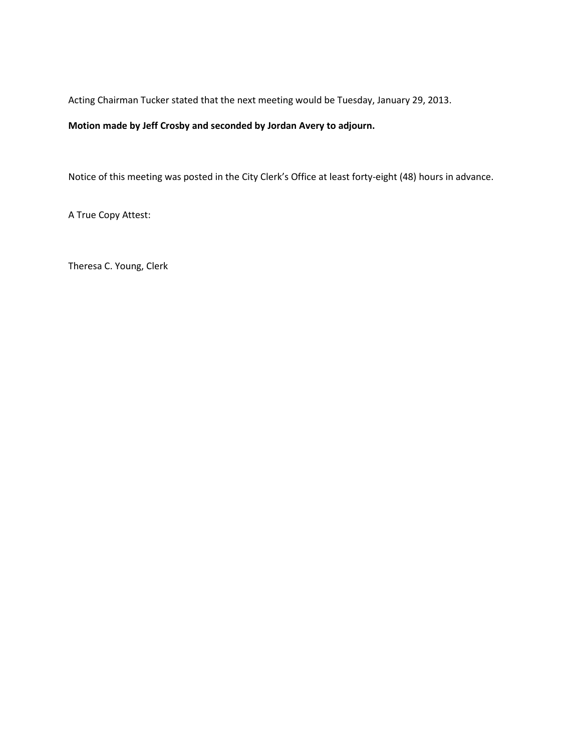Acting Chairman Tucker stated that the next meeting would be Tuesday, January 29, 2013.

**Motion made by Jeff Crosby and seconded by Jordan Avery to adjourn.**

Notice of this meeting was posted in the City Clerk's Office at least forty-eight (48) hours in advance.

A True Copy Attest:

Theresa C. Young, Clerk